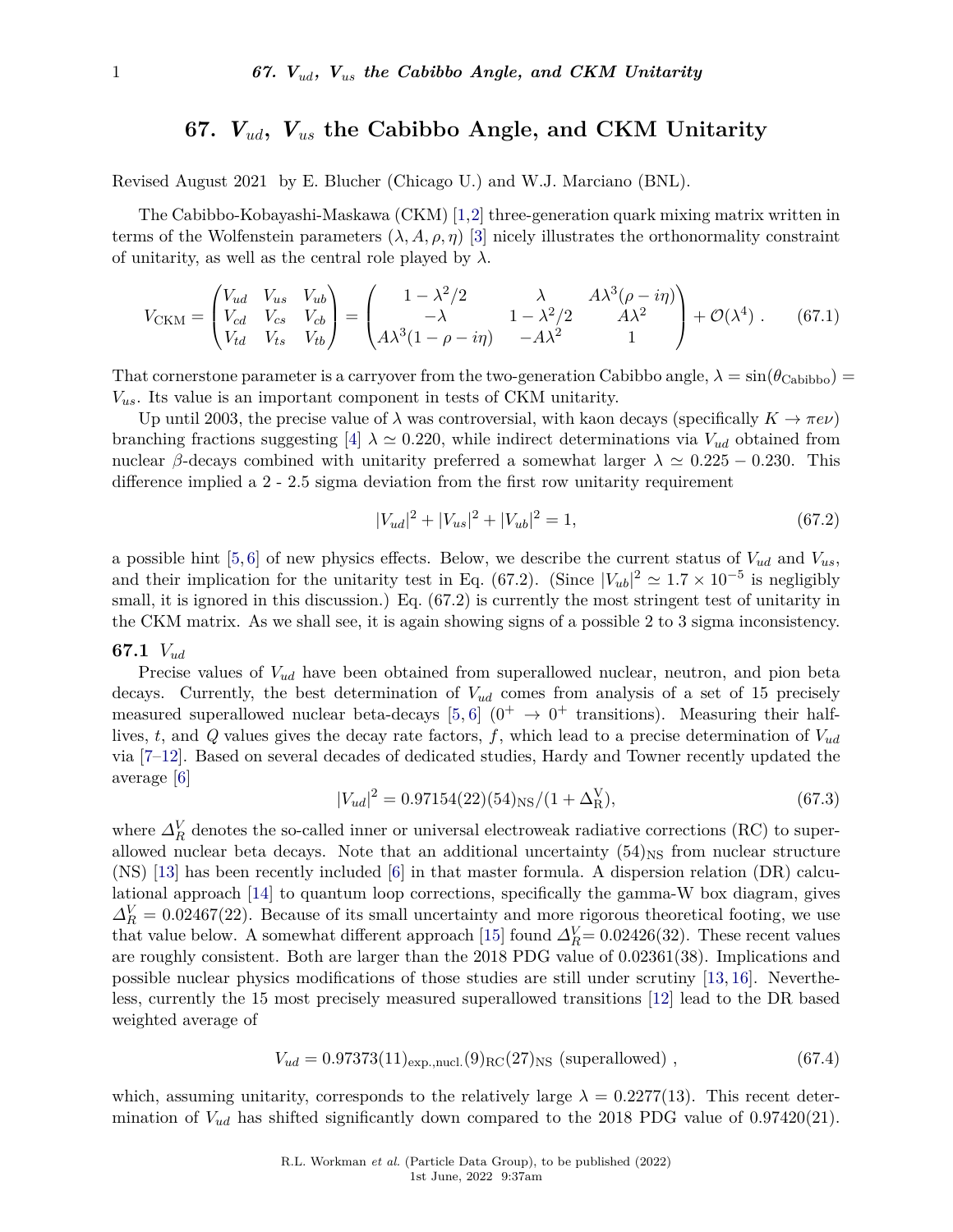# 67. $V_{ud}$, $V_{us}$ the Cabibbo Angle, and CKM Unitarity

Revised August 2021 by E. Blucher (Chicago U.) and W.J. Marciano (BNL).

The Cabibbo-Kobayashi-Maskawa (CKM) [1,2] three-generation quark mixing matrix written in terms of the Wolfenstein parameters $(\lambda, A, \rho, \eta)$ [3] nicely illustrates the orthonormality constraint of unitarity, as well as the central role played by $\lambda$.

$$V_{\text{CKM}} = \begin{pmatrix} V_{ud} & V_{us} & V_{ub} \\ V_{cd} & V_{cs} & V_{cb} \\ V_{td} & V_{ts} & V_{tb} \end{pmatrix} = \begin{pmatrix} 1-\lambda^2/2 & \lambda & A\lambda^3(\rho - i\eta) \\ -\lambda & 1-\lambda^2/2 & A\lambda^2 \\ A\lambda^3(1-\rho-i\eta) & -A\lambda^2 & 1 \end{pmatrix} + \mathcal{O}(\lambda^4) \,. \tag{67.1}$$

That cornerstone parameter is a carryover from the two-generation Cabibbo angle, $\lambda = \sin(\theta_{\text{Cabibbo}}) = V_{us}$. Its value is an important component in tests of CKM unitarity.

Up until 2003, the precise value of $\lambda$ was controversial, with kaon decays (specifically $K \to \pi e \nu$) branching fractions suggesting [4] $\lambda \simeq 0.220$, while indirect determinations via $V_{ud}$ obtained from nuclear $\beta$-decays combined with unitarity preferred a somewhat larger $\lambda \simeq 0.225 - 0.230$. This difference implied a 2 - 2.5 sigma deviation from the first row unitarity requirement

$$|V_{ud}|^2 + |V_{us}|^2 + |V_{ub}|^2 = 1, \tag{67.2}$$

a possible hint [5,6] of new physics effects. Below, we describe the current status of $V_{ud}$ and $V_{us}$, and their implication for the unitarity test in Eq. (67.2). (Since $|V_{ub}|^2 \simeq 1.7 \times 10^{-5}$ is negligibly small, it is ignored in this discussion.) Eq. (67.2) is currently the most stringent test of unitarity in the CKM matrix. As we shall see, it is again showing signs of a possible 2 to 3 sigma inconsistency.

## 67.1 $V_{ud}$

Precise values of $V_{ud}$ have been obtained from superallowed nuclear, neutron, and pion beta decays. Currently, the best determination of $V_{ud}$ comes from analysis of a set of 15 precisely measured superallowed nuclear beta-decays [5,6] ($0^+ \to 0^+$ transitions). Measuring their half-lives, $t$, and $Q$ values gives the decay rate factors, $f$, which lead to a precise determination of $V_{ud}$ via [7–12]. Based on several decades of dedicated studies, Hardy and Towner recently updated the average [6]

$$|V_{ud}|^2 = 0.97154(22)(54)_{\text{NS}}/(1 + \Delta_{\text{R}}^{\text{V}}), \tag{67.3}$$

where $\Delta_R^V$ denotes the so-called inner or universal electroweak radiative corrections (RC) to superallowed nuclear beta decays. Note that an additional uncertainty $(54)_{\text{NS}}$ from nuclear structure (NS) [13] has been recently included [6] in that master formula. A dispersion relation (DR) calculational approach [14] to quantum loop corrections, specifically the gamma-W box diagram, gives $\Delta_R^V = 0.02467(22)$. Because of its small uncertainty and more rigorous theoretical footing, we use that value below. A somewhat different approach [15] found $\Delta_R^V = 0.02426(32)$. These recent values are roughly consistent. Both are larger than the 2018 PDG value of 0.02361(38). Implications and possible nuclear physics modifications of those studies are still under scrutiny [13,16]. Nevertheless, currently the 15 most precisely measured superallowed transitions [12] lead to the DR based weighted average of

$$V_{ud} = 0.97373(11)_{\text{exp.,nucl.}}(9)_{\text{RC}}(27)_{\text{NS}} \text{ (superallowed)} \,, \tag{67.4}$$

which, assuming unitarity, corresponds to the relatively large $\lambda = 0.2277(13)$. This recent determination of $V_{ud}$ has shifted significantly down compared to the 2018 PDG value of 0.97420(21).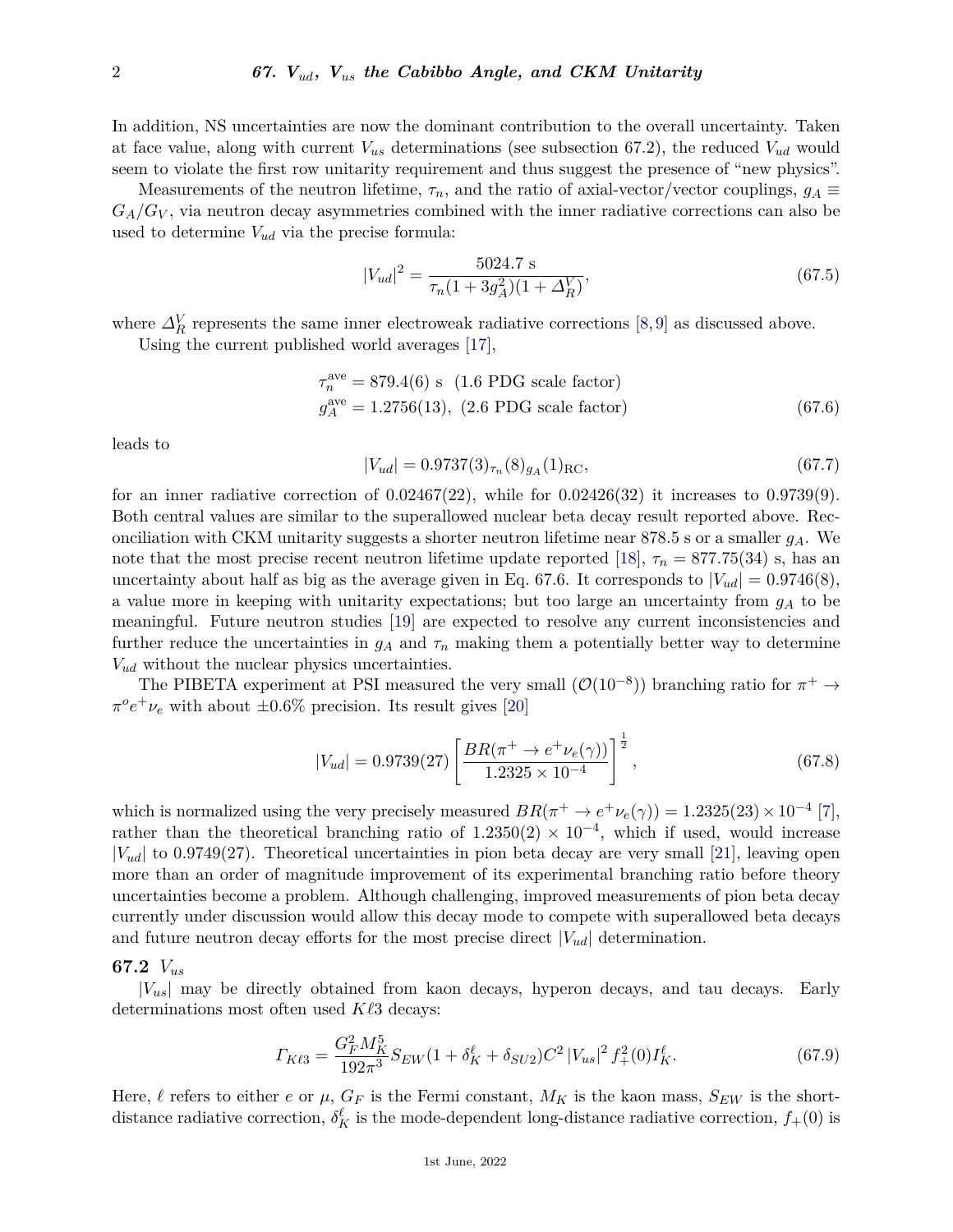In addition, NS uncertainties are now the dominant contribution to the overall uncertainty. Taken at face value, along with current $V_{us}$ determinations (see subsection 67.2), the reduced $V_{ud}$ would seem to violate the first row unitarity requirement and thus suggest the presence of "new physics".

Measurements of the neutron lifetime, $\tau_n$, and the ratio of axial-vector/vector couplings, $g_A \equiv G_A/G_V$, via neutron decay asymmetries combined with the inner radiative corrections can also be used to determine $V_{ud}$ via the precise formula:

$$|V_{ud}|^2 = \frac{5024.7 \text{ s}}{\tau_n(1+3g_A^2)(1+\Delta_R^V)}, \tag{67.5}$$

where $\Delta_R^V$ represents the same inner electroweak radiative corrections [8, 9] as discussed above.

Using the current published world averages [17],

$$\begin{aligned} \tau_n^{\text{ave}} &= 879.4(6) \text{ s} \quad (1.6 \text{ PDG scale factor}) \\ g_A^{\text{ave}} &= 1.2756(13), \; (2.6 \text{ PDG scale factor}) \end{aligned} \tag{67.6}$$

leads to

$$|V_{ud}| = 0.9737(3)_{\tau_n}(8)_{g_A}(1)_{\text{RC}}, \tag{67.7}$$

for an inner radiative correction of 0.02467(22), while for 0.02426(32) it increases to 0.9739(9). Both central values are similar to the superallowed nuclear beta decay result reported above. Reconciliation with CKM unitarity suggests a shorter neutron lifetime near 878.5 s or a smaller $g_A$. We note that the most precise recent neutron lifetime update reported [18], $\tau_n = 877.75(34)$ s, has an uncertainty about half as big as the average given in Eq. 67.6. It corresponds to $|V_{ud}| = 0.9746(8)$, a value more in keeping with unitarity expectations; but too large an uncertainty from $g_A$ to be meaningful. Future neutron studies [19] are expected to resolve any current inconsistencies and further reduce the uncertainties in $g_A$ and $\tau_n$ making them a potentially better way to determine $V_{ud}$ without the nuclear physics uncertainties.

The PIBETA experiment at PSI measured the very small ($\mathcal{O}(10^{-8})$) branching ratio for $\pi^+ \to \pi^o e^+ \nu_e$ with about $\pm 0.6\%$ precision. Its result gives [20]

$$|V_{ud}| = 0.9739(27) \left[ \frac{BR(\pi^+ \to e^+ \nu_e(\gamma))}{1.2325 \times 10^{-4}} \right]^{\frac{1}{2}}, \tag{67.8}$$

which is normalized using the very precisely measured $BR(\pi^+ \to e^+\nu_e(\gamma)) = 1.2325(23) \times 10^{-4}$ [7], rather than the theoretical branching ratio of $1.2350(2) \times 10^{-4}$, which if used, would increase $|V_{ud}|$ to 0.9749(27). Theoretical uncertainties in pion beta decay are very small [21], leaving open more than an order of magnitude improvement of its experimental branching ratio before theory uncertainties become a problem. Although challenging, improved measurements of pion beta decay currently under discussion would allow this decay mode to compete with superallowed beta decays and future neutron decay efforts for the most precise direct $|V_{ud}|$ determination.

## 67.2 $V_{us}$

$|V_{us}|$ may be directly obtained from kaon decays, hyperon decays, and tau decays. Early determinations most often used $K\ell 3$ decays:

$$\Gamma_{K\ell 3} = \frac{G_F^2 M_K^5}{192\pi^3} S_{EW}(1 + \delta_K^\ell + \delta_{SU2}) C^2 \, |V_{us}|^2 \, f_+^2(0) I_K^\ell. \tag{67.9}$$

Here, $\ell$ refers to either $e$ or $\mu$, $G_F$ is the Fermi constant, $M_K$ is the kaon mass, $S_{EW}$ is the short-distance radiative correction, $\delta_K^\ell$ is the mode-dependent long-distance radiative correction, $f_+(0)$ is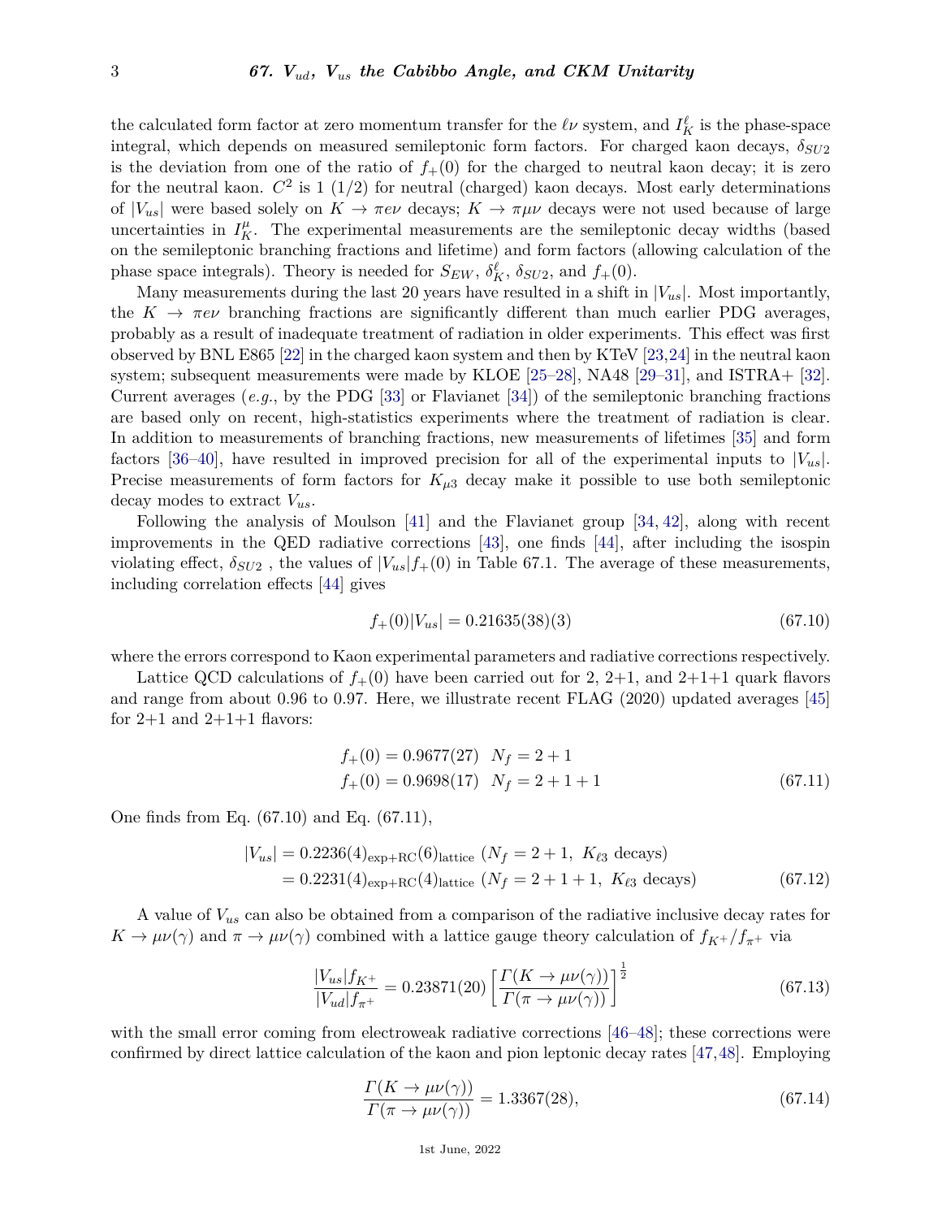the calculated form factor at zero momentum transfer for the $\ell\nu$ system, and $I_K^\ell$ is the phase-space integral, which depends on measured semileptonic form factors. For charged kaon decays, $\delta_{SU2}$ is the deviation from one of the ratio of $f_+(0)$ for the charged to neutral kaon decay; it is zero for the neutral kaon. $C^2$ is 1 (1/2) for neutral (charged) kaon decays. Most early determinations of $|V_{us}|$ were based solely on $K \to \pi e \nu$ decays; $K \to \pi \mu \nu$ decays were not used because of large uncertainties in $I_K^\mu$. The experimental measurements are the semileptonic decay widths (based on the semileptonic branching fractions and lifetime) and form factors (allowing calculation of the phase space integrals). Theory is needed for $S_{EW}$, $\delta_K^\ell$, $\delta_{SU2}$, and $f_+(0)$.

Many measurements during the last 20 years have resulted in a shift in $|V_{us}|$. Most importantly, the $K \to \pi e \nu$ branching fractions are significantly different than much earlier PDG averages, probably as a result of inadequate treatment of radiation in older experiments. This effect was first observed by BNL E865 [22] in the charged kaon system and then by KTeV [23,24] in the neutral kaon system; subsequent measurements were made by KLOE [25–28], NA48 [29–31], and ISTRA+ [32]. Current averages (*e.g.*, by the PDG [33] or Flavianet [34]) of the semileptonic branching fractions are based only on recent, high-statistics experiments where the treatment of radiation is clear. In addition to measurements of branching fractions, new measurements of lifetimes [35] and form factors [36–40], have resulted in improved precision for all of the experimental inputs to $|V_{us}|$. Precise measurements of form factors for $K_{\mu 3}$ decay make it possible to use both semileptonic decay modes to extract $V_{us}$.

Following the analysis of Moulson [41] and the Flavianet group [34, 42], along with recent improvements in the QED radiative corrections [43], one finds [44], after including the isospin violating effect, $\delta_{SU2}$ , the values of $|V_{us}|f_+(0)$ in Table 67.1. The average of these measurements, including correlation effects [44] gives

$$f_+(0)|V_{us}| = 0.21635(38)(3) \tag{67.10}$$

where the errors correspond to Kaon experimental parameters and radiative corrections respectively.

Lattice QCD calculations of $f_+(0)$ have been carried out for 2, 2+1, and 2+1+1 quark flavors and range from about 0.96 to 0.97. Here, we illustrate recent FLAG (2020) updated averages [45] for 2+1 and 2+1+1 flavors:

$$\begin{aligned} f_+(0) &= 0.9677(27) \quad N_f = 2+1 \\ f_+(0) &= 0.9698(17) \quad N_f = 2+1+1 \end{aligned} \tag{67.11}$$

One finds from Eq. (67.10) and Eq. (67.11),

$$\begin{aligned} |V_{us}| &= 0.2236(4)_{\text{exp+RC}}(6)_{\text{lattice}} \ (N_f = 2+1,\ K_{\ell 3} \text{ decays}) \\ &= 0.2231(4)_{\text{exp+RC}}(4)_{\text{lattice}} \ (N_f = 2+1+1,\ K_{\ell 3} \text{ decays}) \end{aligned} \tag{67.12}$$

A value of $V_{us}$ can also be obtained from a comparison of the radiative inclusive decay rates for $K \to \mu\nu(\gamma)$ and $\pi \to \mu\nu(\gamma)$ combined with a lattice gauge theory calculation of $f_{K^+}/f_{\pi^+}$ via

$$\frac{|V_{us}| f_{K^+}}{|V_{ud}| f_{\pi^+}} = 0.23871(20) \left[ \frac{\Gamma(K \to \mu\nu(\gamma))}{\Gamma(\pi \to \mu\nu(\gamma))} \right]^{\frac{1}{2}} \tag{67.13}$$

with the small error coming from electroweak radiative corrections [46–48]; these corrections were confirmed by direct lattice calculation of the kaon and pion leptonic decay rates [47,48]. Employing

$$\frac{\Gamma(K \to \mu\nu(\gamma))}{\Gamma(\pi \to \mu\nu(\gamma))} = 1.3367(28), \tag{67.14}$$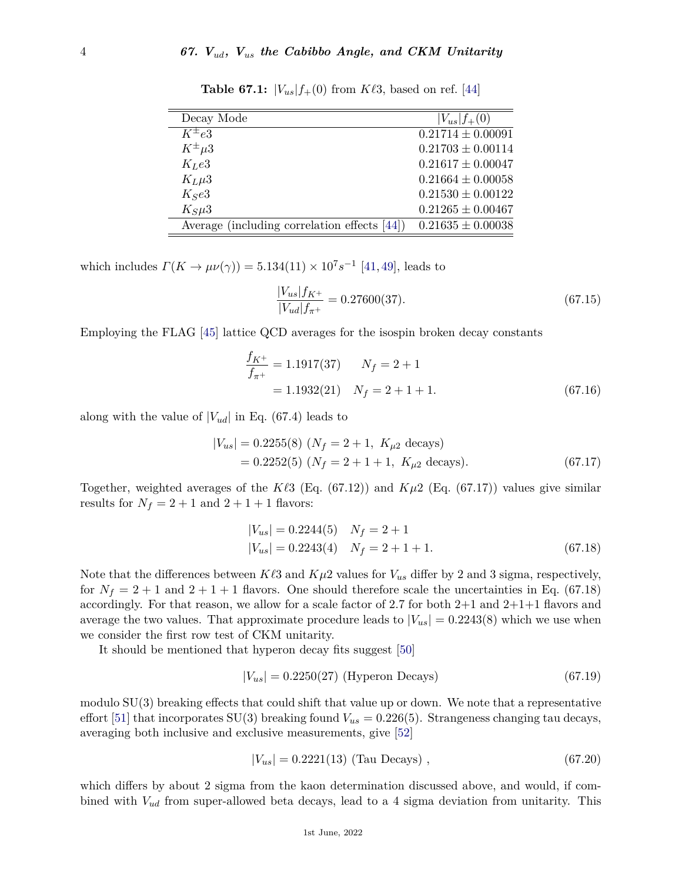**Table 67.1:** $|V_{us}|f_+(0)$ from $K\ell 3$, based on ref. [44]

| Decay Mode | $\|V_{us}\|f_+(0)$ |
|---|---|
| $K^\pm e3$ | $0.21714 \pm 0.00091$ |
| $K^\pm \mu 3$ | $0.21703 \pm 0.00114$ |
| $K_L e3$ | $0.21617 \pm 0.00047$ |
| $K_L \mu 3$ | $0.21664 \pm 0.00058$ |
| $K_S e3$ | $0.21530 \pm 0.00122$ |
| $K_S \mu 3$ | $0.21265 \pm 0.00467$ |
| Average (including correlation effects [44]) | $0.21635 \pm 0.00038$ |

which includes $\Gamma(K \to \mu\nu(\gamma)) = 5.134(11) \times 10^7 s^{-1}$ [41, 49], leads to

$$\frac{|V_{us}|f_{K^+}}{|V_{ud}|f_{\pi^+}} = 0.27600(37). \tag{67.15}$$

Employing the FLAG [45] lattice QCD averages for the isospin broken decay constants

$$\begin{aligned}\frac{f_{K^+}}{f_{\pi^+}} &= 1.1917(37) \qquad N_f = 2+1 \\ &= 1.1932(21) \quad N_f = 2+1+1.\end{aligned} \tag{67.16}$$

along with the value of $|V_{ud}|$ in Eq. (67.4) leads to

$$\begin{aligned}|V_{us}| &= 0.2255(8)\ (N_f = 2+1,\ K_{\mu 2} \text{ decays}) \\ &= 0.2252(5)\ (N_f = 2+1+1,\ K_{\mu 2} \text{ decays}).\end{aligned} \tag{67.17}$$

Together, weighted averages of the $K\ell 3$ (Eq. (67.12)) and $K\mu 2$ (Eq. (67.17)) values give similar results for $N_f = 2+1$ and $2+1+1$ flavors:

$$\begin{aligned}|V_{us}| &= 0.2244(5) \quad N_f = 2+1 \\ |V_{us}| &= 0.2243(4) \quad N_f = 2+1+1.\end{aligned} \tag{67.18}$$

Note that the differences between $K\ell 3$ and $K\mu 2$ values for $V_{us}$ differ by 2 and 3 sigma, respectively, for $N_f = 2+1$ and $2+1+1$ flavors. One should therefore scale the uncertainties in Eq. (67.18) accordingly. For that reason, we allow for a scale factor of 2.7 for both 2+1 and 2+1+1 flavors and average the two values. That approximate procedure leads to $|V_{us}| = 0.2243(8)$ which we use when we consider the first row test of CKM unitarity.

It should be mentioned that hyperon decay fits suggest [50]

$$|V_{us}| = 0.2250(27) \text{ (Hyperon Decays)} \tag{67.19}$$

modulo SU(3) breaking effects that could shift that value up or down. We note that a representative effort [51] that incorporates SU(3) breaking found $V_{us} = 0.226(5)$. Strangeness changing tau decays, averaging both inclusive and exclusive measurements, give [52]

$$|V_{us}| = 0.2221(13) \text{ (Tau Decays)}\ , \tag{67.20}$$

which differs by about 2 sigma from the kaon determination discussed above, and would, if combined with $V_{ud}$ from super-allowed beta decays, lead to a 4 sigma deviation from unitarity. This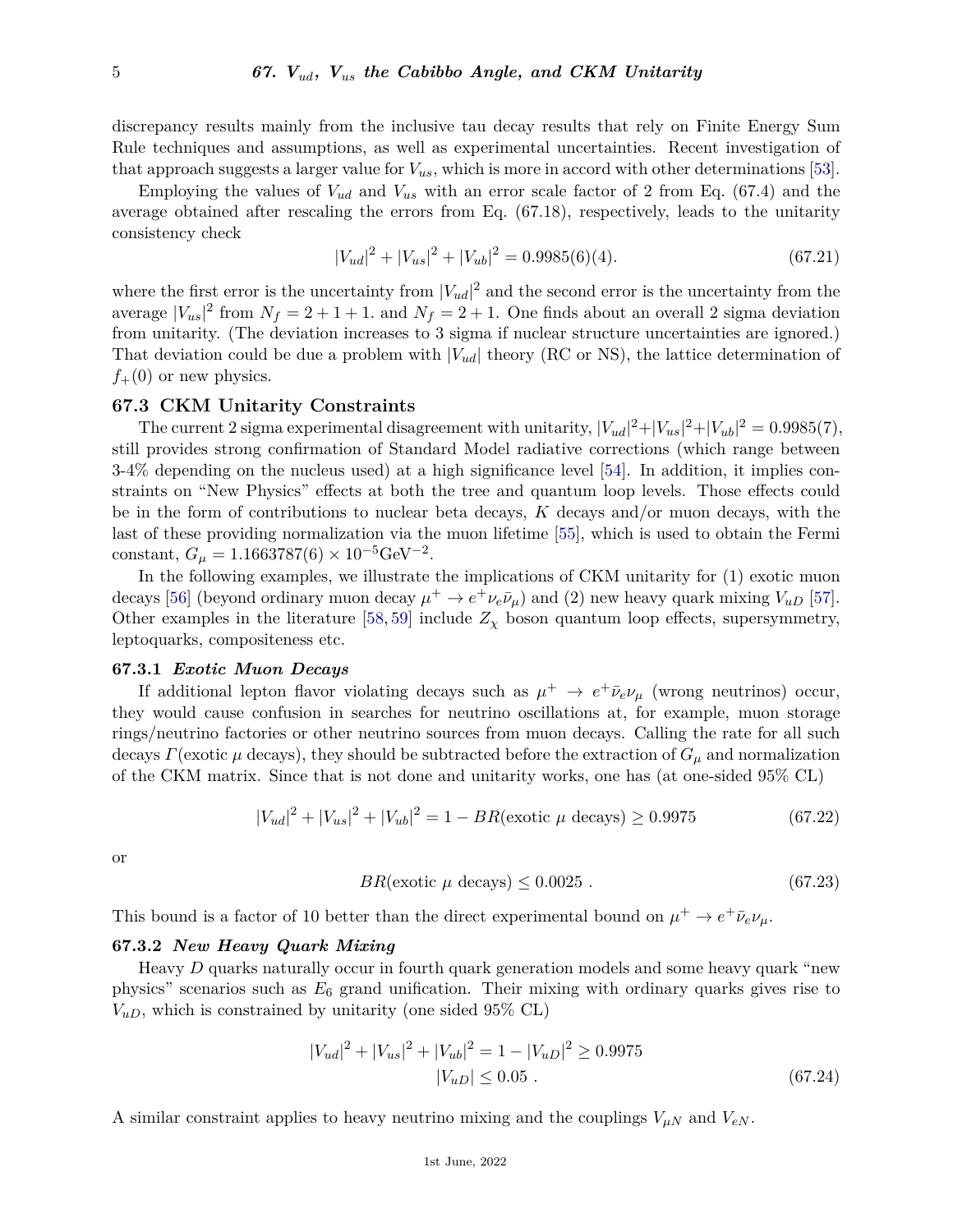discrepancy results mainly from the inclusive tau decay results that rely on Finite Energy Sum Rule techniques and assumptions, as well as experimental uncertainties. Recent investigation of that approach suggests a larger value for $V_{us}$, which is more in accord with other determinations [53].

Employing the values of $V_{ud}$ and $V_{us}$ with an error scale factor of 2 from Eq. (67.4) and the average obtained after rescaling the errors from Eq. (67.18), respectively, leads to the unitarity consistency check

$$|V_{ud}|^2 + |V_{us}|^2 + |V_{ub}|^2 = 0.9985(6)(4). \tag{67.21}$$

where the first error is the uncertainty from $|V_{ud}|^2$ and the second error is the uncertainty from the average $|V_{us}|^2$ from $N_f = 2+1+1$. and $N_f = 2+1$. One finds about an overall 2 sigma deviation from unitarity. (The deviation increases to 3 sigma if nuclear structure uncertainties are ignored.) That deviation could be due a problem with $|V_{ud}|$ theory (RC or NS), the lattice determination of $f_+(0)$ or new physics.

## 67.3 CKM Unitarity Constraints

The current 2 sigma experimental disagreement with unitarity, $|V_{ud}|^2+|V_{us}|^2+|V_{ub}|^2 = 0.9985(7)$, still provides strong confirmation of Standard Model radiative corrections (which range between 3-4% depending on the nucleus used) at a high significance level [54]. In addition, it implies constraints on "New Physics" effects at both the tree and quantum loop levels. Those effects could be in the form of contributions to nuclear beta decays, $K$ decays and/or muon decays, with the last of these providing normalization via the muon lifetime [55], which is used to obtain the Fermi constant, $G_\mu = 1.1663787(6) \times 10^{-5}\text{GeV}^{-2}$.

In the following examples, we illustrate the implications of CKM unitarity for (1) exotic muon decays [56] (beyond ordinary muon decay $\mu^+ \to e^+\nu_e\bar{\nu}_\mu$) and (2) new heavy quark mixing $V_{uD}$ [57]. Other examples in the literature [58, 59] include $Z_\chi$ boson quantum loop effects, supersymmetry, leptoquarks, compositeness etc.

### 67.3.1 *Exotic Muon Decays*

If additional lepton flavor violating decays such as $\mu^+ \to e^+\bar{\nu}_e\nu_\mu$ (wrong neutrinos) occur, they would cause confusion in searches for neutrino oscillations at, for example, muon storage rings/neutrino factories or other neutrino sources from muon decays. Calling the rate for all such decays $\Gamma$(exotic $\mu$ decays), they should be subtracted before the extraction of $G_\mu$ and normalization of the CKM matrix. Since that is not done and unitarity works, one has (at one-sided 95% CL)

$$|V_{ud}|^2 + |V_{us}|^2 + |V_{ub}|^2 = 1 - BR(\text{exotic } \mu \text{ decays}) \geq 0.9975 \tag{67.22}$$

or

$$BR(\text{exotic } \mu \text{ decays}) \leq 0.0025 \; . \tag{67.23}$$

This bound is a factor of 10 better than the direct experimental bound on $\mu^+ \to e^+\bar{\nu}_e\nu_\mu$.

### 67.3.2 *New Heavy Quark Mixing*

Heavy $D$ quarks naturally occur in fourth quark generation models and some heavy quark "new physics" scenarios such as $E_6$ grand unification. Their mixing with ordinary quarks gives rise to $V_{uD}$, which is constrained by unitarity (one sided 95% CL)

$$\begin{aligned} |V_{ud}|^2 + |V_{us}|^2 + |V_{ub}|^2 = 1 - |V_{uD}|^2 \geq 0.9975 \\ |V_{uD}| \leq 0.05 \; . \end{aligned} \tag{67.24}$$

A similar constraint applies to heavy neutrino mixing and the couplings $V_{\mu N}$ and $V_{eN}$.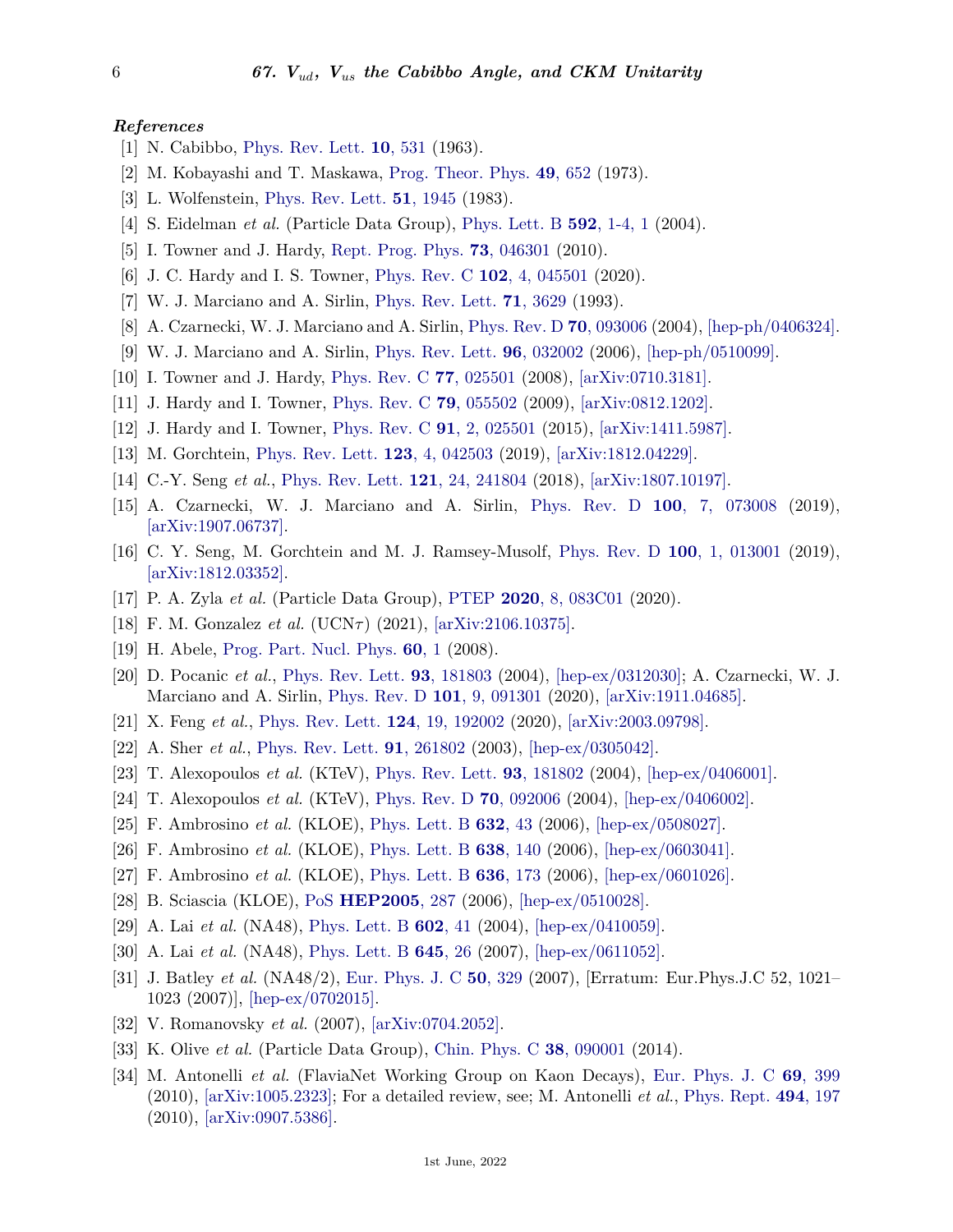*References*

[1] N. Cabibbo, Phys. Rev. Lett. **10**, 531 (1963).

[2] M. Kobayashi and T. Maskawa, Prog. Theor. Phys. **49**, 652 (1973).

[3] L. Wolfenstein, Phys. Rev. Lett. **51**, 1945 (1983).

[4] S. Eidelman *et al.* (Particle Data Group), Phys. Lett. B **592**, 1-4, 1 (2004).

[5] I. Towner and J. Hardy, Rept. Prog. Phys. **73**, 046301 (2010).

[6] J. C. Hardy and I. S. Towner, Phys. Rev. C **102**, 4, 045501 (2020).

[7] W. J. Marciano and A. Sirlin, Phys. Rev. Lett. **71**, 3629 (1993).

[8] A. Czarnecki, W. J. Marciano and A. Sirlin, Phys. Rev. D **70**, 093006 (2004), [hep-ph/0406324].

[9] W. J. Marciano and A. Sirlin, Phys. Rev. Lett. **96**, 032002 (2006), [hep-ph/0510099].

[10] I. Towner and J. Hardy, Phys. Rev. C **77**, 025501 (2008), [arXiv:0710.3181].

[11] J. Hardy and I. Towner, Phys. Rev. C **79**, 055502 (2009), [arXiv:0812.1202].

[12] J. Hardy and I. Towner, Phys. Rev. C **91**, 2, 025501 (2015), [arXiv:1411.5987].

[13] M. Gorchtein, Phys. Rev. Lett. **123**, 4, 042503 (2019), [arXiv:1812.04229].

[14] C.-Y. Seng *et al.*, Phys. Rev. Lett. **121**, 24, 241804 (2018), [arXiv:1807.10197].

[15] A. Czarnecki, W. J. Marciano and A. Sirlin, Phys. Rev. D **100**, 7, 073008 (2019), [arXiv:1907.06737].

[16] C. Y. Seng, M. Gorchtein and M. J. Ramsey-Musolf, Phys. Rev. D **100**, 1, 013001 (2019), [arXiv:1812.03352].

[17] P. A. Zyla *et al.* (Particle Data Group), PTEP **2020**, 8, 083C01 (2020).

[18] F. M. Gonzalez *et al.* (UCN$\tau$) (2021), [arXiv:2106.10375].

[19] H. Abele, Prog. Part. Nucl. Phys. **60**, 1 (2008).

[20] D. Pocanic *et al.*, Phys. Rev. Lett. **93**, 181803 (2004), [hep-ex/0312030]; A. Czarnecki, W. J. Marciano and A. Sirlin, Phys. Rev. D **101**, 9, 091301 (2020), [arXiv:1911.04685].

[21] X. Feng *et al.*, Phys. Rev. Lett. **124**, 19, 192002 (2020), [arXiv:2003.09798].

[22] A. Sher *et al.*, Phys. Rev. Lett. **91**, 261802 (2003), [hep-ex/0305042].

[23] T. Alexopoulos *et al.* (KTeV), Phys. Rev. Lett. **93**, 181802 (2004), [hep-ex/0406001].

[24] T. Alexopoulos *et al.* (KTeV), Phys. Rev. D **70**, 092006 (2004), [hep-ex/0406002].

[25] F. Ambrosino *et al.* (KLOE), Phys. Lett. B **632**, 43 (2006), [hep-ex/0508027].

[26] F. Ambrosino *et al.* (KLOE), Phys. Lett. B **638**, 140 (2006), [hep-ex/0603041].

[27] F. Ambrosino *et al.* (KLOE), Phys. Lett. B **636**, 173 (2006), [hep-ex/0601026].

[28] B. Sciascia (KLOE), PoS **HEP2005**, 287 (2006), [hep-ex/0510028].

[29] A. Lai *et al.* (NA48), Phys. Lett. B **602**, 41 (2004), [hep-ex/0410059].

[30] A. Lai *et al.* (NA48), Phys. Lett. B **645**, 26 (2007), [hep-ex/0611052].

[31] J. Batley *et al.* (NA48/2), Eur. Phys. J. C **50**, 329 (2007), [Erratum: Eur.Phys.J.C 52, 1021–1023 (2007)], [hep-ex/0702015].

[32] V. Romanovsky *et al.* (2007), [arXiv:0704.2052].

[33] K. Olive *et al.* (Particle Data Group), Chin. Phys. C **38**, 090001 (2014).

[34] M. Antonelli *et al.* (FlaviaNet Working Group on Kaon Decays), Eur. Phys. J. C **69**, 399 (2010), [arXiv:1005.2323]; For a detailed review, see; M. Antonelli *et al.*, Phys. Rept. **494**, 197 (2010), [arXiv:0907.5386].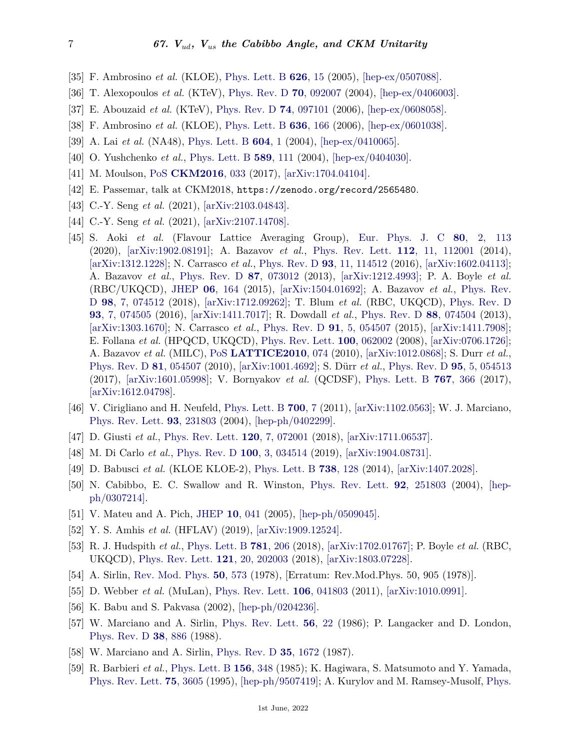[35] F. Ambrosino *et al.* (KLOE), Phys. Lett. B **626**, 15 (2005), [hep-ex/0507088].

[36] T. Alexopoulos *et al.* (KTeV), Phys. Rev. D **70**, 092007 (2004), [hep-ex/0406003].

[37] E. Abouzaid *et al.* (KTeV), Phys. Rev. D **74**, 097101 (2006), [hep-ex/0608058].

[38] F. Ambrosino *et al.* (KLOE), Phys. Lett. B **636**, 166 (2006), [hep-ex/0601038].

[39] A. Lai *et al.* (NA48), Phys. Lett. B **604**, 1 (2004), [hep-ex/0410065].

[40] O. Yushchenko *et al.*, Phys. Lett. B **589**, 111 (2004), [hep-ex/0404030].

[41] M. Moulson, PoS **CKM2016**, 033 (2017), [arXiv:1704.04104].

[42] E. Passemar, talk at CKM2018, `https://zenodo.org/record/2565480`.

[43] C.-Y. Seng *et al.* (2021), [arXiv:2103.04843].

[44] C.-Y. Seng *et al.* (2021), [arXiv:2107.14708].

[45] S. Aoki *et al.* (Flavour Lattice Averaging Group), Eur. Phys. J. C **80**, 2, 113 (2020), [arXiv:1902.08191]; A. Bazavov *et al.*, Phys. Rev. Lett. **112**, 11, 112001 (2014), [arXiv:1312.1228]; N. Carrasco *et al.*, Phys. Rev. D **93**, 11, 114512 (2016), [arXiv:1602.04113]; A. Bazavov *et al.*, Phys. Rev. D **87**, 073012 (2013), [arXiv:1212.4993]; P. A. Boyle *et al.* (RBC/UKQCD), JHEP **06**, 164 (2015), [arXiv:1504.01692]; A. Bazavov *et al.*, Phys. Rev. D **98**, 7, 074512 (2018), [arXiv:1712.09262]; T. Blum *et al.* (RBC, UKQCD), Phys. Rev. D **93**, 7, 074505 (2016), [arXiv:1411.7017]; R. Dowdall *et al.*, Phys. Rev. D **88**, 074504 (2013), [arXiv:1303.1670]; N. Carrasco *et al.*, Phys. Rev. D **91**, 5, 054507 (2015), [arXiv:1411.7908]; E. Follana *et al.* (HPQCD, UKQCD), Phys. Rev. Lett. **100**, 062002 (2008), [arXiv:0706.1726]; A. Bazavov *et al.* (MILC), PoS **LATTICE2010**, 074 (2010), [arXiv:1012.0868]; S. Durr *et al.*, Phys. Rev. D **81**, 054507 (2010), [arXiv:1001.4692]; S. Dürr *et al.*, Phys. Rev. D **95**, 5, 054513 (2017), [arXiv:1601.05998]; V. Bornyakov *et al.* (QCDSF), Phys. Lett. B **767**, 366 (2017), [arXiv:1612.04798].

[46] V. Cirigliano and H. Neufeld, Phys. Lett. B **700**, 7 (2011), [arXiv:1102.0563]; W. J. Marciano, Phys. Rev. Lett. **93**, 231803 (2004), [hep-ph/0402299].

[47] D. Giusti *et al.*, Phys. Rev. Lett. **120**, 7, 072001 (2018), [arXiv:1711.06537].

[48] M. Di Carlo *et al.*, Phys. Rev. D **100**, 3, 034514 (2019), [arXiv:1904.08731].

[49] D. Babusci *et al.* (KLOE KLOE-2), Phys. Lett. B **738**, 128 (2014), [arXiv:1407.2028].

[50] N. Cabibbo, E. C. Swallow and R. Winston, Phys. Rev. Lett. **92**, 251803 (2004), [hep-ph/0307214].

[51] V. Mateu and A. Pich, JHEP **10**, 041 (2005), [hep-ph/0509045].

[52] Y. S. Amhis *et al.* (HFLAV) (2019), [arXiv:1909.12524].

[53] R. J. Hudspith *et al.*, Phys. Lett. B **781**, 206 (2018), [arXiv:1702.01767]; P. Boyle *et al.* (RBC, UKQCD), Phys. Rev. Lett. **121**, 20, 202003 (2018), [arXiv:1803.07228].

[54] A. Sirlin, Rev. Mod. Phys. **50**, 573 (1978), [Erratum: Rev.Mod.Phys. 50, 905 (1978)].

[55] D. Webber *et al.* (MuLan), Phys. Rev. Lett. **106**, 041803 (2011), [arXiv:1010.0991].

[56] K. Babu and S. Pakvasa (2002), [hep-ph/0204236].

[57] W. Marciano and A. Sirlin, Phys. Rev. Lett. **56**, 22 (1986); P. Langacker and D. London, Phys. Rev. D **38**, 886 (1988).

[58] W. Marciano and A. Sirlin, Phys. Rev. D **35**, 1672 (1987).

[59] R. Barbieri *et al.*, Phys. Lett. B **156**, 348 (1985); K. Hagiwara, S. Matsumoto and Y. Yamada, Phys. Rev. Lett. **75**, 3605 (1995), [hep-ph/9507419]; A. Kurylov and M. Ramsey-Musolf, Phys.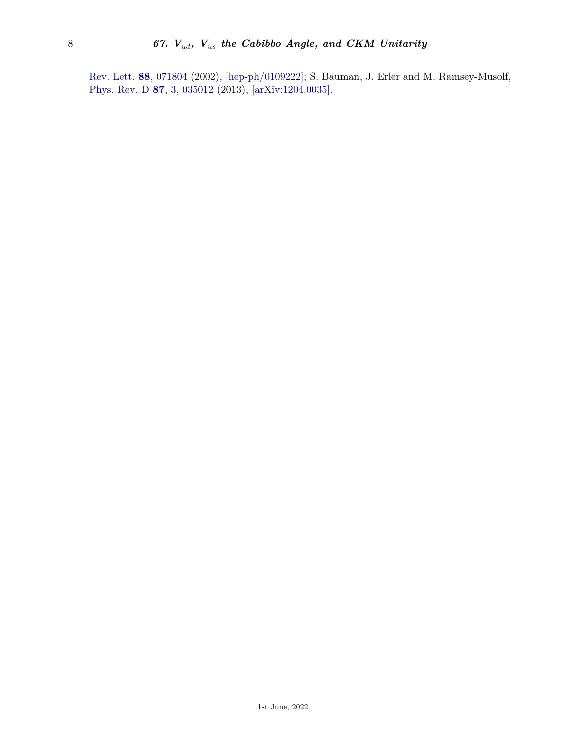Rev. Lett. **88**, 071804 (2002), [hep-ph/0109222]; S. Bauman, J. Erler and M. Ramsey-Musolf, Phys. Rev. D **87**, 3, 035012 (2013), [arXiv:1204.0035].